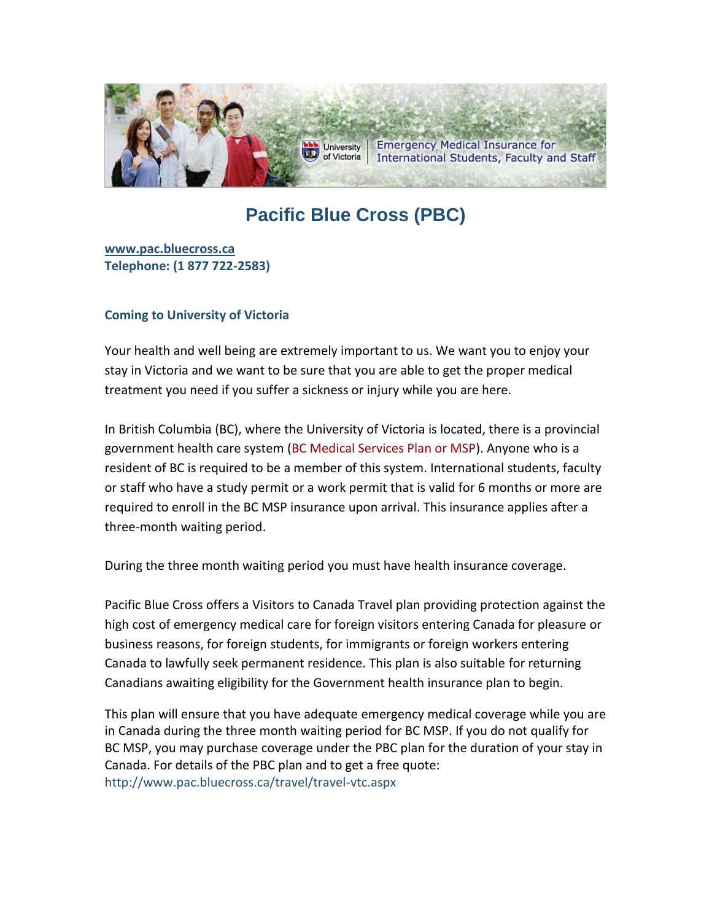# Pacific Blue Cross (PBC)

**www.pac.bluecross.ca**
**Telephone: (1 877 722-2583)**

### Coming to University of Victoria

Your health and well being are extremely important to us. We want you to enjoy your stay in Victoria and we want to be sure that you are able to get the proper medical treatment you need if you suffer a sickness or injury while you are here.

In British Columbia (BC), where the University of Victoria is located, there is a provincial government health care system (BC Medical Services Plan or MSP). Anyone who is a resident of BC is required to be a member of this system. International students, faculty or staff who have a study permit or a work permit that is valid for 6 months or more are required to enroll in the BC MSP insurance upon arrival. This insurance applies after a three-month waiting period.

During the three month waiting period you must have health insurance coverage.

Pacific Blue Cross offers a Visitors to Canada Travel plan providing protection against the high cost of emergency medical care for foreign visitors entering Canada for pleasure or business reasons, for foreign students, for immigrants or foreign workers entering Canada to lawfully seek permanent residence. This plan is also suitable for returning Canadians awaiting eligibility for the Government health insurance plan to begin.

This plan will ensure that you have adequate emergency medical coverage while you are in Canada during the three month waiting period for BC MSP. If you do not qualify for BC MSP, you may purchase coverage under the PBC plan for the duration of your stay in Canada. For details of the PBC plan and to get a free quote: http://www.pac.bluecross.ca/travel/travel-vtc.aspx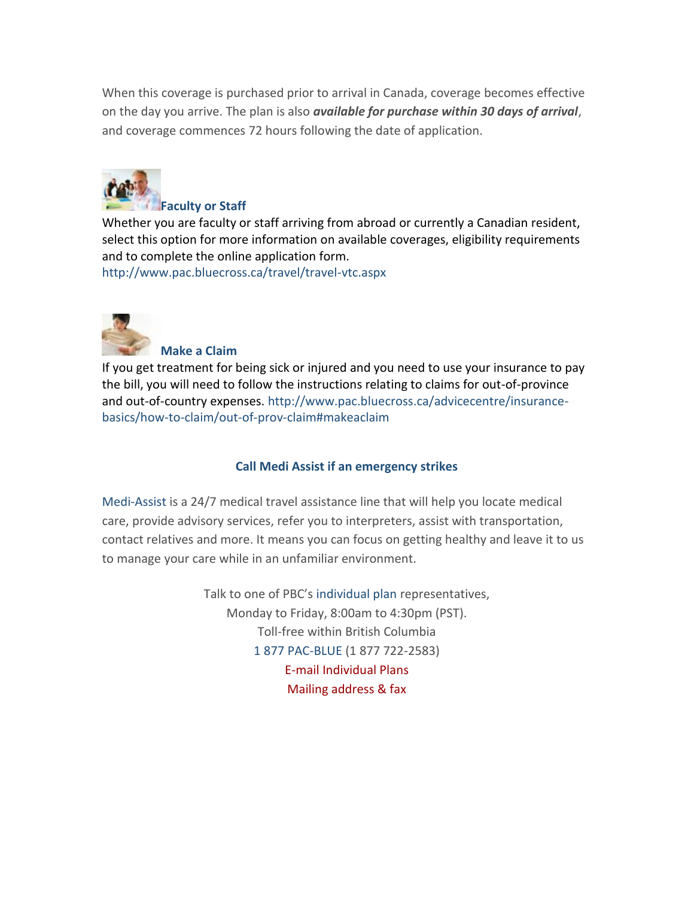When this coverage is purchased prior to arrival in Canada, coverage becomes effective on the day you arrive. The plan is also ***available for purchase within 30 days of arrival***, and coverage commences 72 hours following the date of application.

### Faculty or Staff

Whether you are faculty or staff arriving from abroad or currently a Canadian resident, select this option for more information on available coverages, eligibility requirements and to complete the online application form.
http://www.pac.bluecross.ca/travel/travel-vtc.aspx

### Make a Claim

If you get treatment for being sick or injured and you need to use your insurance to pay the bill, you will need to follow the instructions relating to claims for out-of-province and out-of-country expenses. http://www.pac.bluecross.ca/advicecentre/insurance-basics/how-to-claim/out-of-prov-claim#makeaclaim

### Call Medi Assist if an emergency strikes

Medi-Assist is a 24/7 medical travel assistance line that will help you locate medical care, provide advisory services, refer you to interpreters, assist with transportation, contact relatives and more. It means you can focus on getting healthy and leave it to us to manage your care while in an unfamiliar environment.

Talk to one of PBC's individual plan representatives,
Monday to Friday, 8:00am to 4:30pm (PST).
Toll-free within British Columbia
1 877 PAC-BLUE (1 877 722-2583)
E-mail Individual Plans
Mailing address & fax